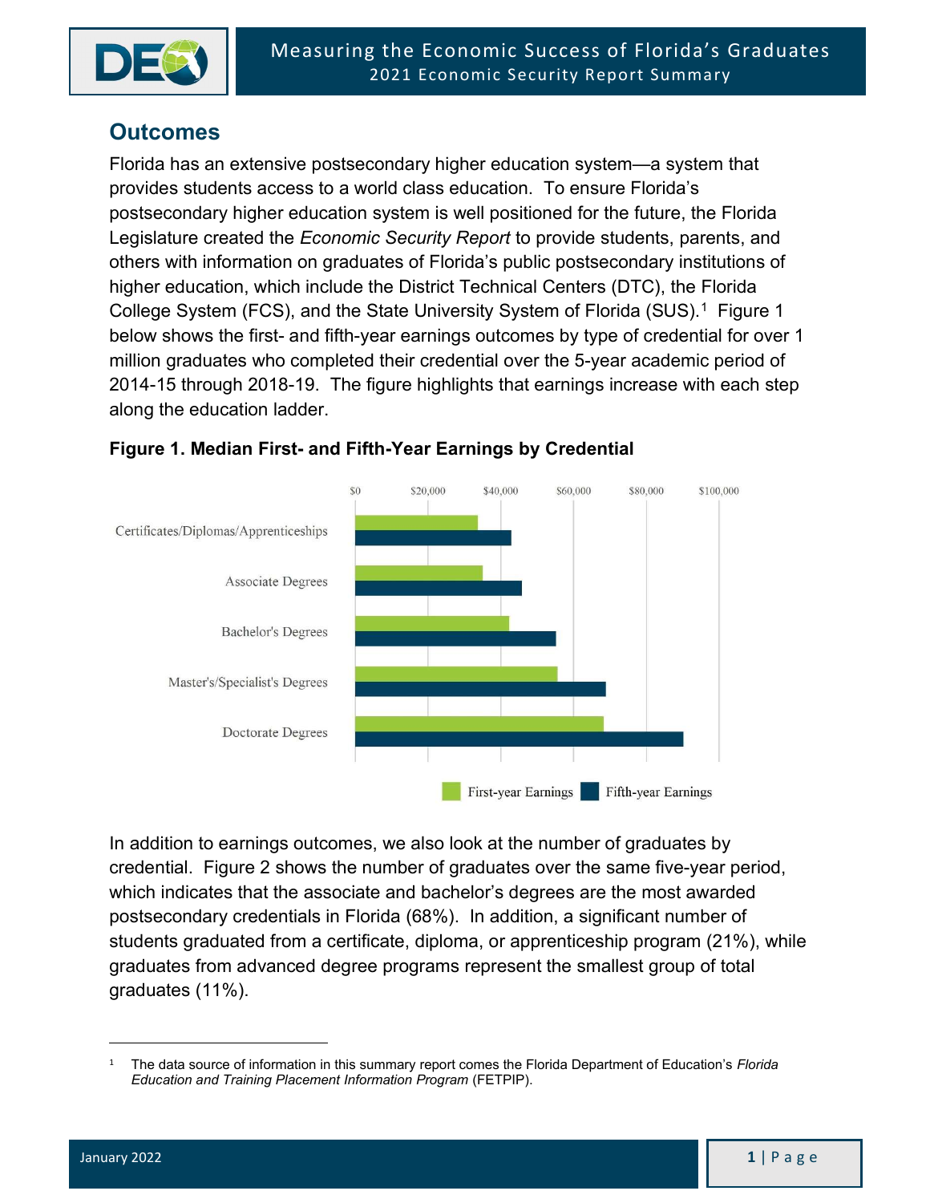## Outcomes

Florida has an extensive postsecondary higher education system—a system that provides students access to a world class education. To ensure Florida's postsecondary higher education system is well positioned for the future, the Florida Legislature created the *Economic Security Report* to provide students, parents, and others with information on graduates of Florida's public postsecondary institutions of higher education, which include the District Technical Centers (DTC), the Florida College System (FCS), and the State University System of Florida (SUS).[1] Figure 1 below shows the first- and fifth-year earnings outcomes by type of credential for over 1 million graduates who completed their credential over the 5-year academic period of 2014-15 through 2018-19. The figure highlights that earnings increase with each step along the education ladder.

**Figure 1. Median First- and Fifth-Year Earnings by Credential**

In addition to earnings outcomes, we also look at the number of graduates by credential. Figure 2 shows the number of graduates over the same five-year period, which indicates that the associate and bachelor's degrees are the most awarded postsecondary credentials in Florida (68%). In addition, a significant number of students graduated from a certificate, diploma, or apprenticeship program (21%), while graduates from advanced degree programs represent the smallest group of total graduates (11%).

---

[1] The data source of information in this summary report comes the Florida Department of Education's *Florida Education and Training Placement Information Program* (FETPIP).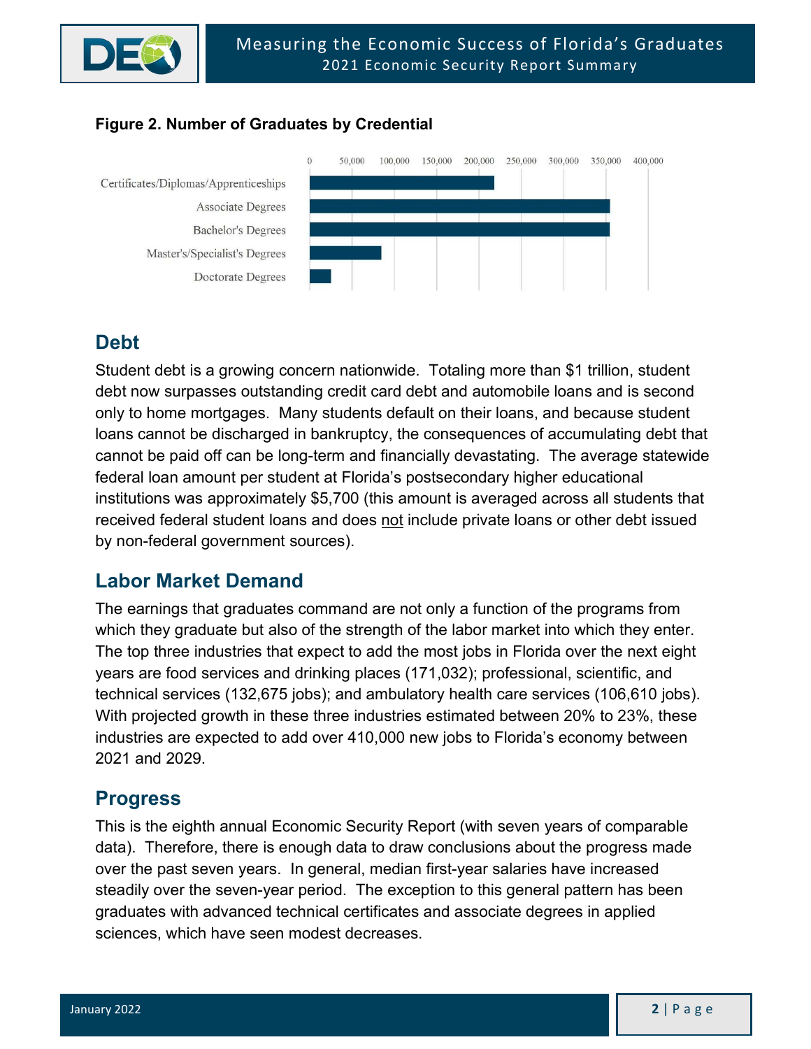**Figure 2. Number of Graduates by Credential**

0
50,000
100,000
150,000
200,000
250,000
300,000
350,000
400,000

Certificates/Diplomas/Apprenticeships
Associate Degrees
Bachelor's Degrees
Master's/Specialist's Degrees
Doctorate Degrees

## Debt

Student debt is a growing concern nationwide. Totaling more than $1 trillion, student debt now surpasses outstanding credit card debt and automobile loans and is second only to home mortgages. Many students default on their loans, and because student loans cannot be discharged in bankruptcy, the consequences of accumulating debt that cannot be paid off can be long-term and financially devastating. The average statewide federal loan amount per student at Florida's postsecondary higher educational institutions was approximately $5,700 (this amount is averaged across all students that received federal student loans and does not include private loans or other debt issued by non-federal government sources).

## Labor Market Demand

The earnings that graduates command are not only a function of the programs from which they graduate but also of the strength of the labor market into which they enter. The top three industries that expect to add the most jobs in Florida over the next eight years are food services and drinking places (171,032); professional, scientific, and technical services (132,675 jobs); and ambulatory health care services (106,610 jobs). With projected growth in these three industries estimated between 20% to 23%, these industries are expected to add over 410,000 new jobs to Florida's economy between 2021 and 2029.

## Progress

This is the eighth annual Economic Security Report (with seven years of comparable data). Therefore, there is enough data to draw conclusions about the progress made over the past seven years. In general, median first-year salaries have increased steadily over the seven-year period. The exception to this general pattern has been graduates with advanced technical certificates and associate degrees in applied sciences, which have seen modest decreases.